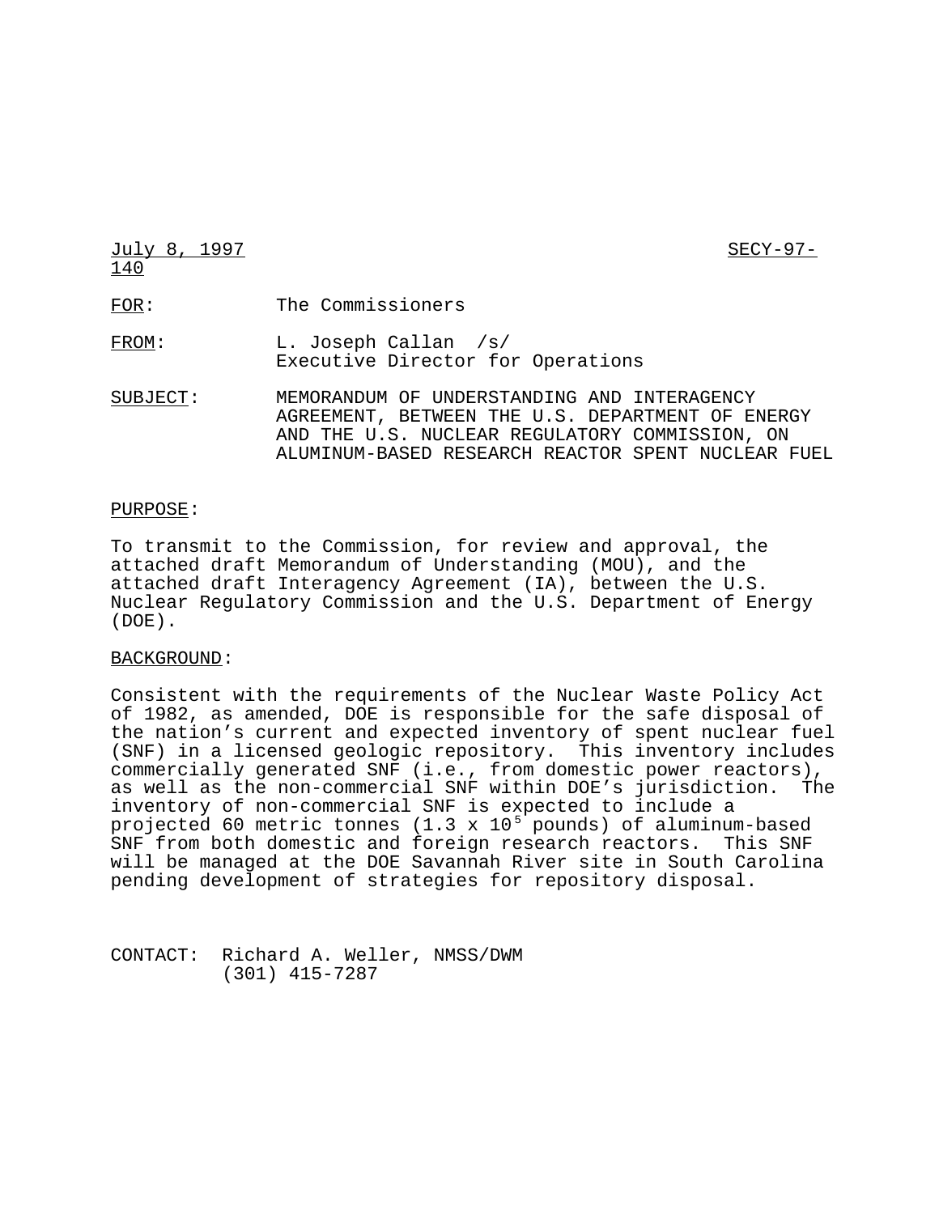July 8, 1997 SECY-97-140

FOR: The Commissioners

FROM: L. Joseph Callan /s/
Executive Director for Operations

SUBJECT: MEMORANDUM OF UNDERSTANDING AND INTERAGENCY AGREEMENT, BETWEEN THE U.S. DEPARTMENT OF ENERGY AND THE U.S. NUCLEAR REGULATORY COMMISSION, ON ALUMINUM-BASED RESEARCH REACTOR SPENT NUCLEAR FUEL

PURPOSE:

To transmit to the Commission, for review and approval, the attached draft Memorandum of Understanding (MOU), and the attached draft Interagency Agreement (IA), between the U.S. Nuclear Regulatory Commission and the U.S. Department of Energy (DOE).

BACKGROUND:

Consistent with the requirements of the Nuclear Waste Policy Act of 1982, as amended, DOE is responsible for the safe disposal of the nation's current and expected inventory of spent nuclear fuel (SNF) in a licensed geologic repository. This inventory includes commercially generated SNF (i.e., from domestic power reactors), as well as the non-commercial SNF within DOE's jurisdiction. The inventory of non-commercial SNF is expected to include a projected 60 metric tonnes ($1.3 \times 10^5$ pounds) of aluminum-based SNF from both domestic and foreign research reactors. This SNF will be managed at the DOE Savannah River site in South Carolina pending development of strategies for repository disposal.

CONTACT: Richard A. Weller, NMSS/DWM
(301) 415-7287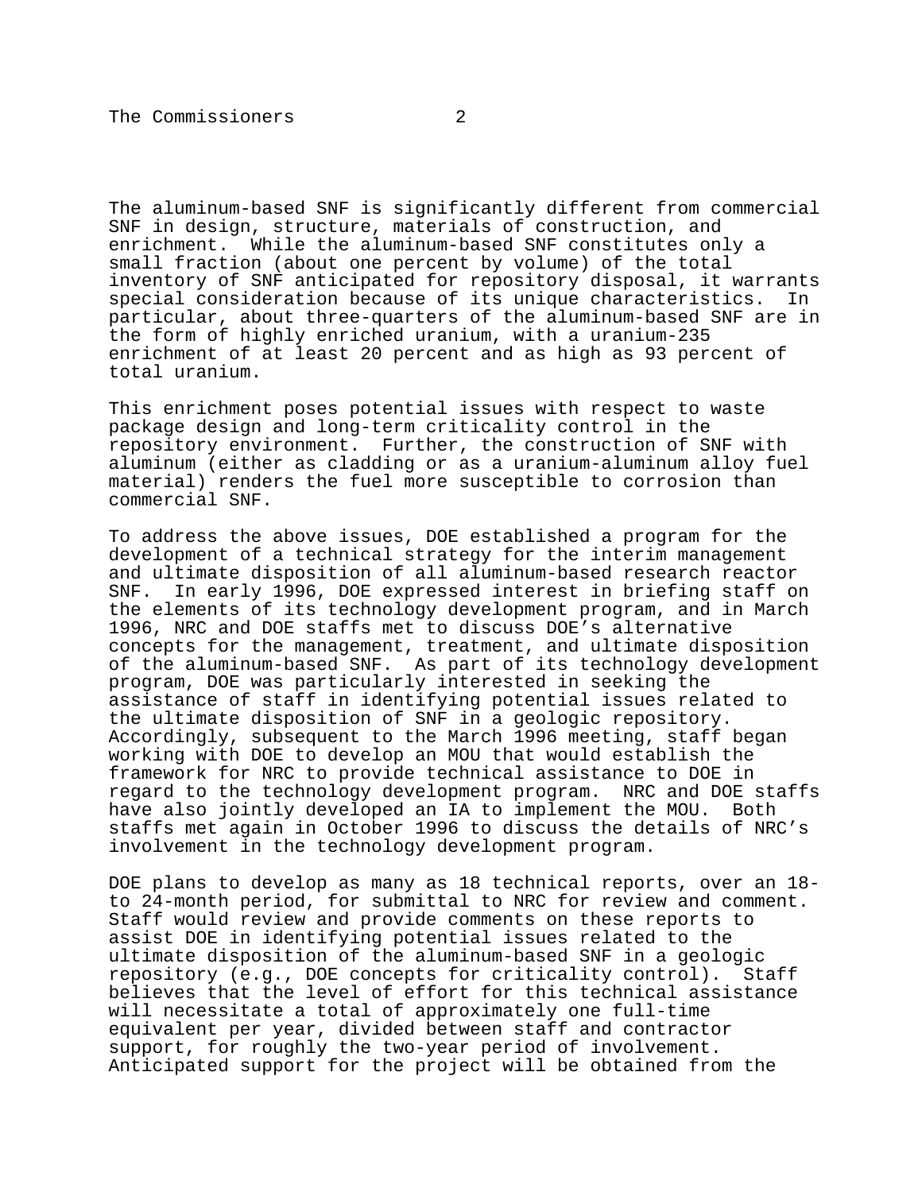The aluminum-based SNF is significantly different from commercial SNF in design, structure, materials of construction, and enrichment. While the aluminum-based SNF constitutes only a small fraction (about one percent by volume) of the total inventory of SNF anticipated for repository disposal, it warrants special consideration because of its unique characteristics. In particular, about three-quarters of the aluminum-based SNF are in the form of highly enriched uranium, with a uranium-235 enrichment of at least 20 percent and as high as 93 percent of total uranium.

This enrichment poses potential issues with respect to waste package design and long-term criticality control in the repository environment. Further, the construction of SNF with aluminum (either as cladding or as a uranium-aluminum alloy fuel material) renders the fuel more susceptible to corrosion than commercial SNF.

To address the above issues, DOE established a program for the development of a technical strategy for the interim management and ultimate disposition of all aluminum-based research reactor SNF. In early 1996, DOE expressed interest in briefing staff on the elements of its technology development program, and in March 1996, NRC and DOE staffs met to discuss DOE's alternative concepts for the management, treatment, and ultimate disposition of the aluminum-based SNF. As part of its technology development program, DOE was particularly interested in seeking the assistance of staff in identifying potential issues related to the ultimate disposition of SNF in a geologic repository. Accordingly, subsequent to the March 1996 meeting, staff began working with DOE to develop an MOU that would establish the framework for NRC to provide technical assistance to DOE in regard to the technology development program. NRC and DOE staffs have also jointly developed an IA to implement the MOU. Both staffs met again in October 1996 to discuss the details of NRC's involvement in the technology development program.

DOE plans to develop as many as 18 technical reports, over an 18- to 24-month period, for submittal to NRC for review and comment. Staff would review and provide comments on these reports to assist DOE in identifying potential issues related to the ultimate disposition of the aluminum-based SNF in a geologic repository (e.g., DOE concepts for criticality control). Staff believes that the level of effort for this technical assistance will necessitate a total of approximately one full-time equivalent per year, divided between staff and contractor support, for roughly the two-year period of involvement. Anticipated support for the project will be obtained from the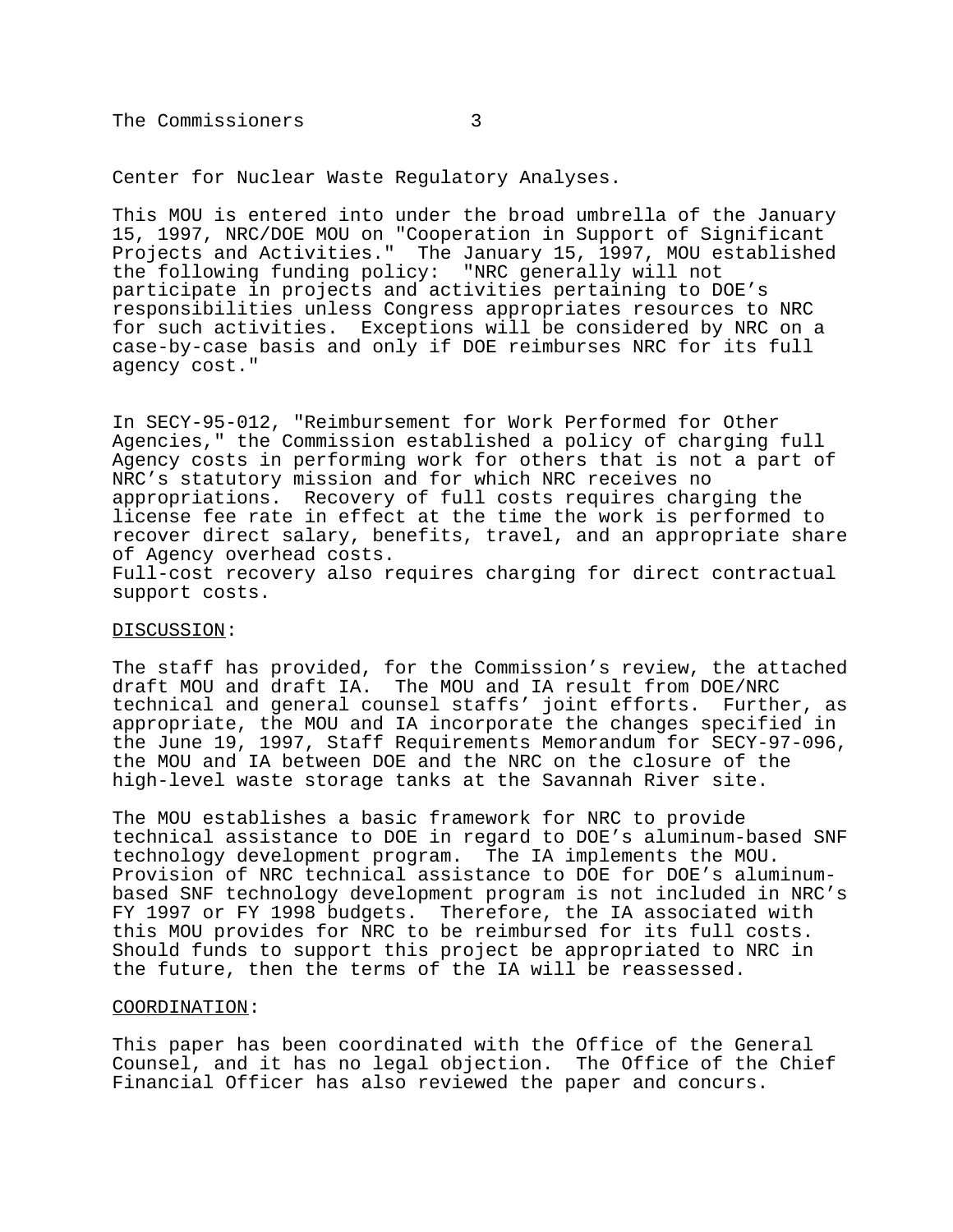Center for Nuclear Waste Regulatory Analyses.

This MOU is entered into under the broad umbrella of the January 15, 1997, NRC/DOE MOU on "Cooperation in Support of Significant Projects and Activities." The January 15, 1997, MOU established the following funding policy: "NRC generally will not participate in projects and activities pertaining to DOE's responsibilities unless Congress appropriates resources to NRC for such activities. Exceptions will be considered by NRC on a case-by-case basis and only if DOE reimburses NRC for its full agency cost."

In SECY-95-012, "Reimbursement for Work Performed for Other Agencies," the Commission established a policy of charging full Agency costs in performing work for others that is not a part of NRC's statutory mission and for which NRC receives no appropriations. Recovery of full costs requires charging the license fee rate in effect at the time the work is performed to recover direct salary, benefits, travel, and an appropriate share of Agency overhead costs.
Full-cost recovery also requires charging for direct contractual support costs.

DISCUSSION:

The staff has provided, for the Commission's review, the attached draft MOU and draft IA. The MOU and IA result from DOE/NRC technical and general counsel staffs' joint efforts. Further, as appropriate, the MOU and IA incorporate the changes specified in the June 19, 1997, Staff Requirements Memorandum for SECY-97-096, the MOU and IA between DOE and the NRC on the closure of the high-level waste storage tanks at the Savannah River site.

The MOU establishes a basic framework for NRC to provide technical assistance to DOE in regard to DOE's aluminum-based SNF technology development program. The IA implements the MOU. Provision of NRC technical assistance to DOE for DOE's aluminum-based SNF technology development program is not included in NRC's FY 1997 or FY 1998 budgets. Therefore, the IA associated with this MOU provides for NRC to be reimbursed for its full costs. Should funds to support this project be appropriated to NRC in the future, then the terms of the IA will be reassessed.

COORDINATION:

This paper has been coordinated with the Office of the General Counsel, and it has no legal objection. The Office of the Chief Financial Officer has also reviewed the paper and concurs.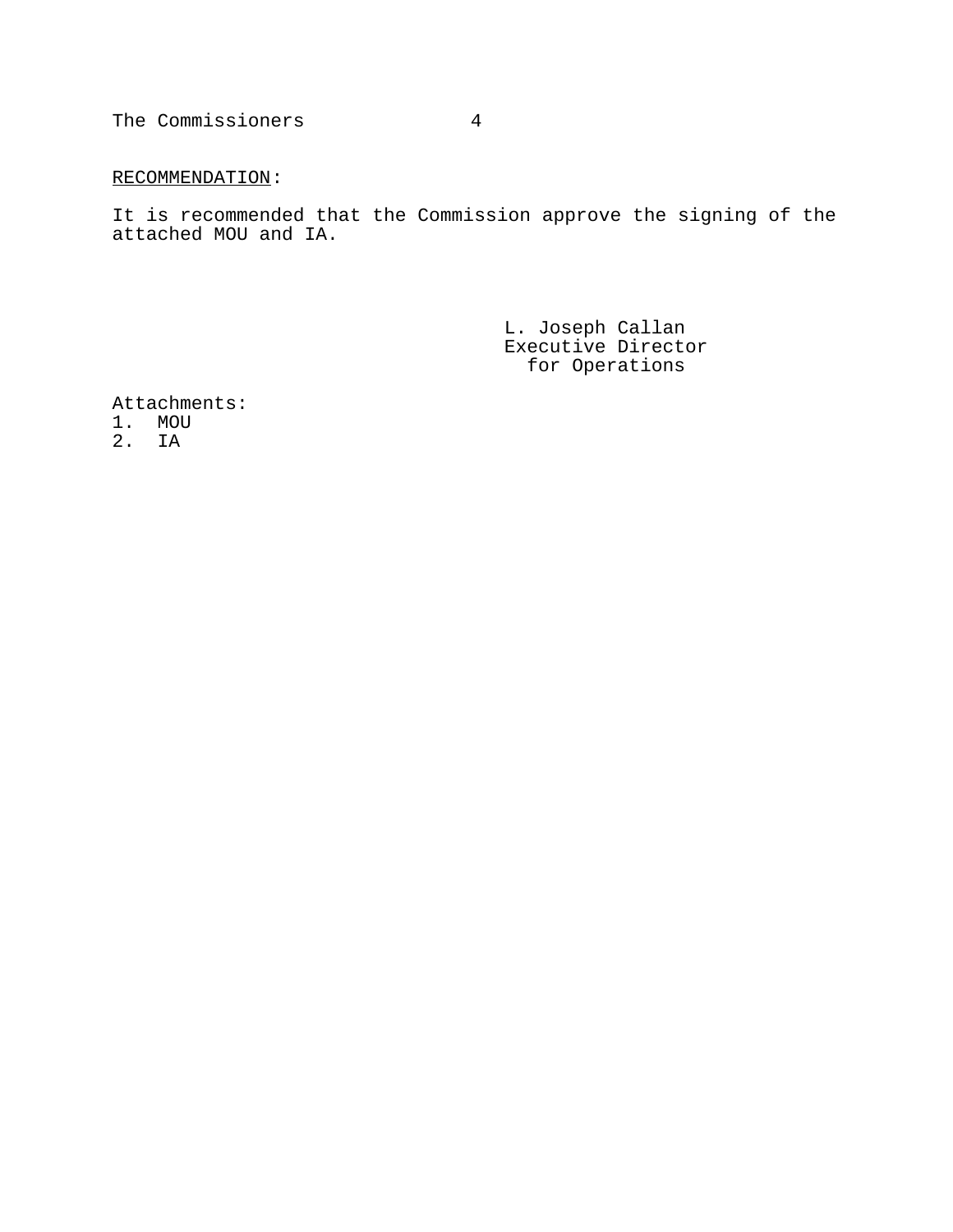RECOMMENDATION:

It is recommended that the Commission approve the signing of the attached MOU and IA.

L. Joseph Callan
Executive Director
for Operations

Attachments:
1. MOU
2. IA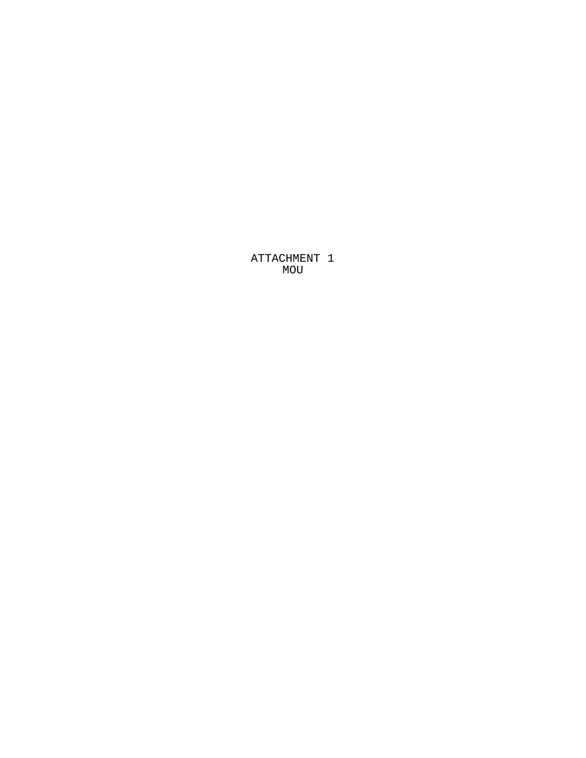ATTACHMENT 1
MOU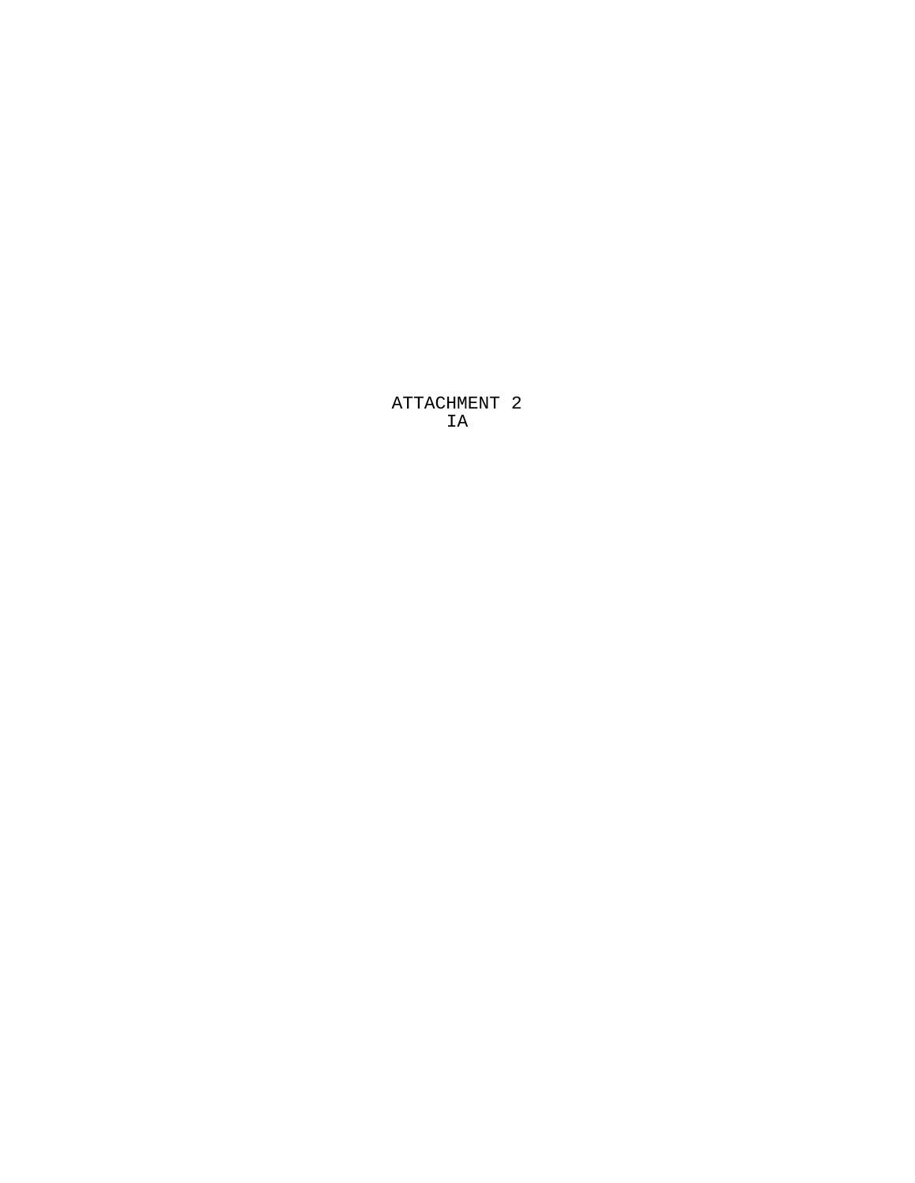ATTACHMENT 2

IA